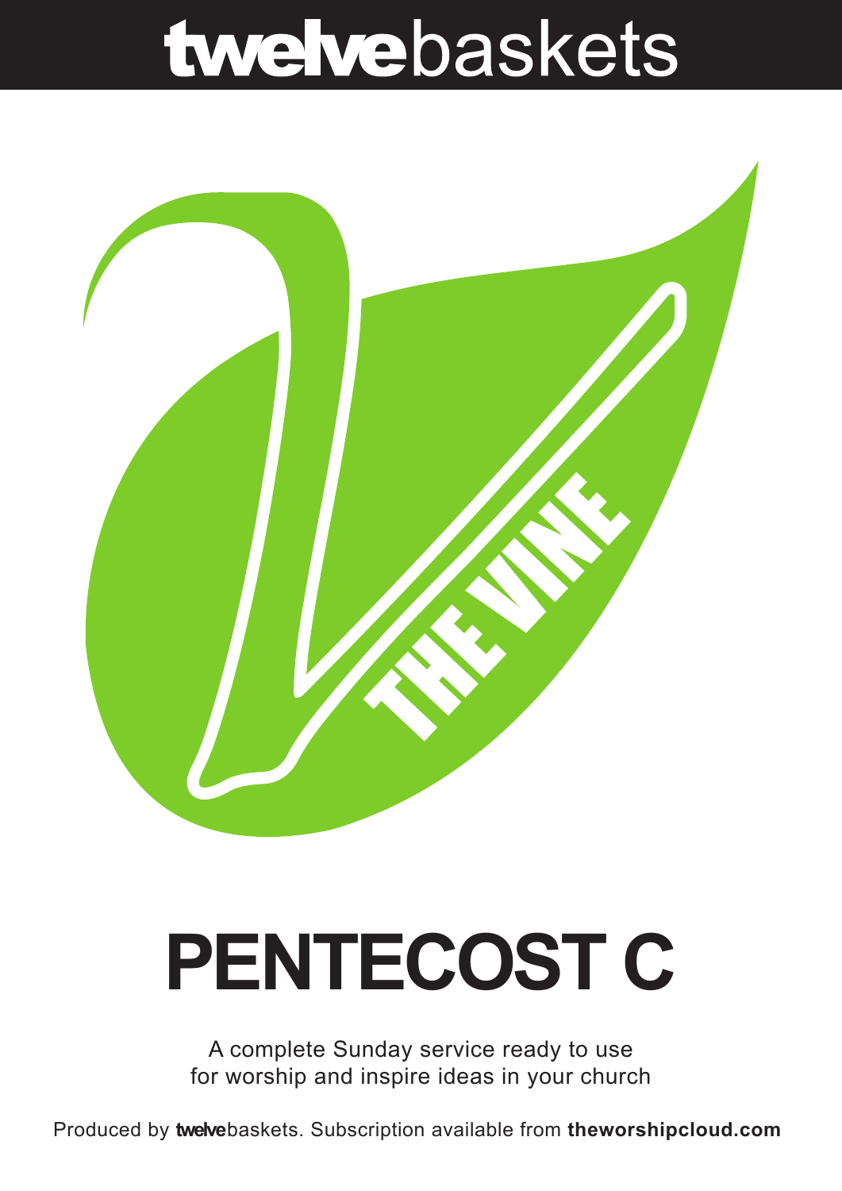# **twelve**baskets

THE VINE

# PENTECOST C

A complete Sunday service ready to use for worship and inspire ideas in your church

Produced by **twelve**baskets. Subscription available from **theworshipcloud.com**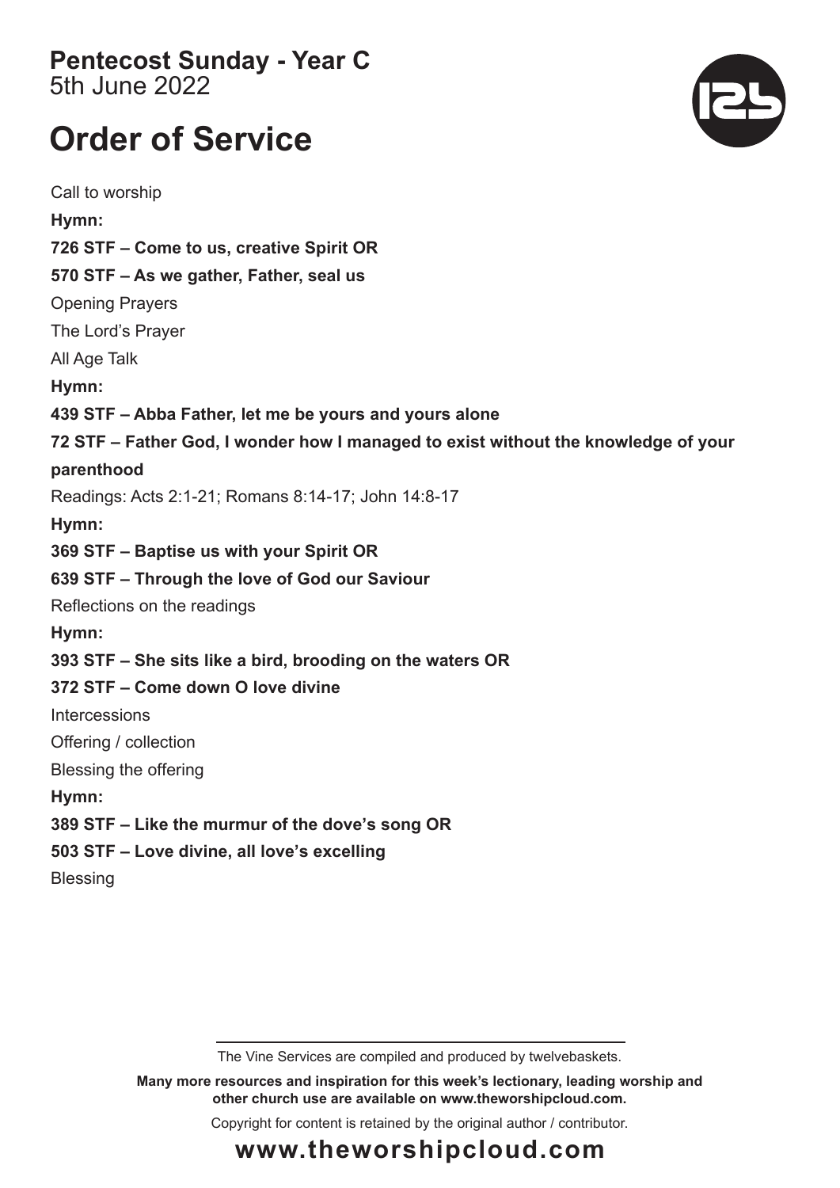**Pentecost Sunday - Year C**
5th June 2022

# Order of Service

Call to worship

**Hymn:**

**726 STF – Come to us, creative Spirit OR**

**570 STF – As we gather, Father, seal us**

Opening Prayers

The Lord's Prayer

All Age Talk

**Hymn:**

**439 STF – Abba Father, let me be yours and yours alone**

**72 STF – Father God, I wonder how I managed to exist without the knowledge of your parenthood**

Readings: Acts 2:1-21; Romans 8:14-17; John 14:8-17

**Hymn:**

**369 STF – Baptise us with your Spirit OR**

**639 STF – Through the love of God our Saviour**

Reflections on the readings

**Hymn:**

**393 STF – She sits like a bird, brooding on the waters OR**

**372 STF – Come down O love divine**

Intercessions

Offering / collection

Blessing the offering

**Hymn:**

**389 STF – Like the murmur of the dove's song OR**

**503 STF – Love divine, all love's excelling**

Blessing

---

The Vine Services are compiled and produced by twelvebaskets.

**Many more resources and inspiration for this week's lectionary, leading worship and other church use are available on www.theworshipcloud.com.**

Copyright for content is retained by the original author / contributor.

**www.theworshipcloud.com**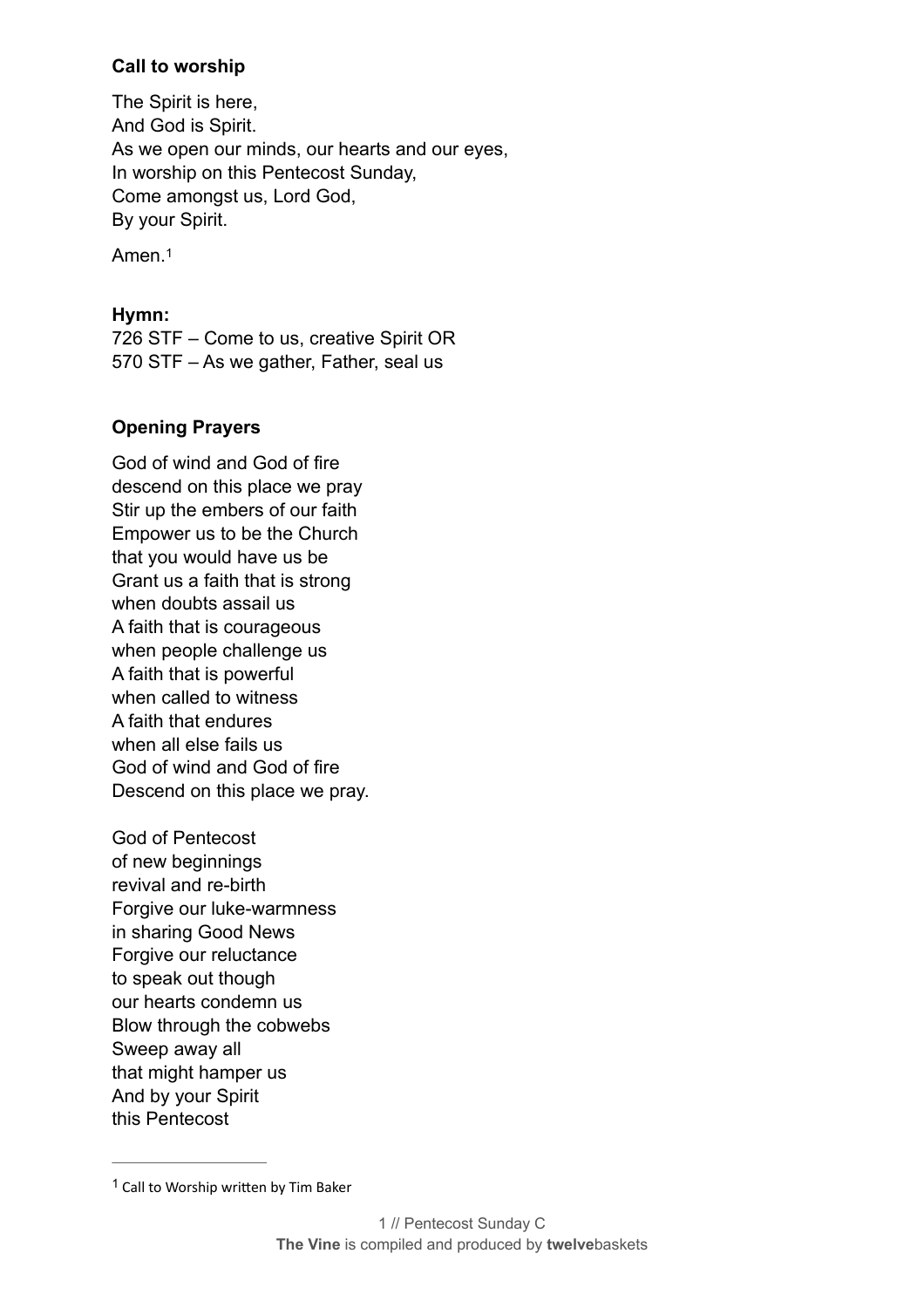**Call to worship**

The Spirit is here,
And God is Spirit.
As we open our minds, our hearts and our eyes,
In worship on this Pentecost Sunday,
Come amongst us, Lord God,
By your Spirit.

Amen.[1]

**Hymn:**
726 STF – Come to us, creative Spirit OR
570 STF – As we gather, Father, seal us

**Opening Prayers**

God of wind and God of fire
descend on this place we pray
Stir up the embers of our faith
Empower us to be the Church
that you would have us be
Grant us a faith that is strong
when doubts assail us
A faith that is courageous
when people challenge us
A faith that is powerful
when called to witness
A faith that endures
when all else fails us
God of wind and God of fire
Descend on this place we pray.

God of Pentecost
of new beginnings
revival and re-birth
Forgive our luke-warmness
in sharing Good News
Forgive our reluctance
to speak out though
our hearts condemn us
Blow through the cobwebs
Sweep away all
that might hamper us
And by your Spirit
this Pentecost

---

[1] Call to Worship written by Tim Baker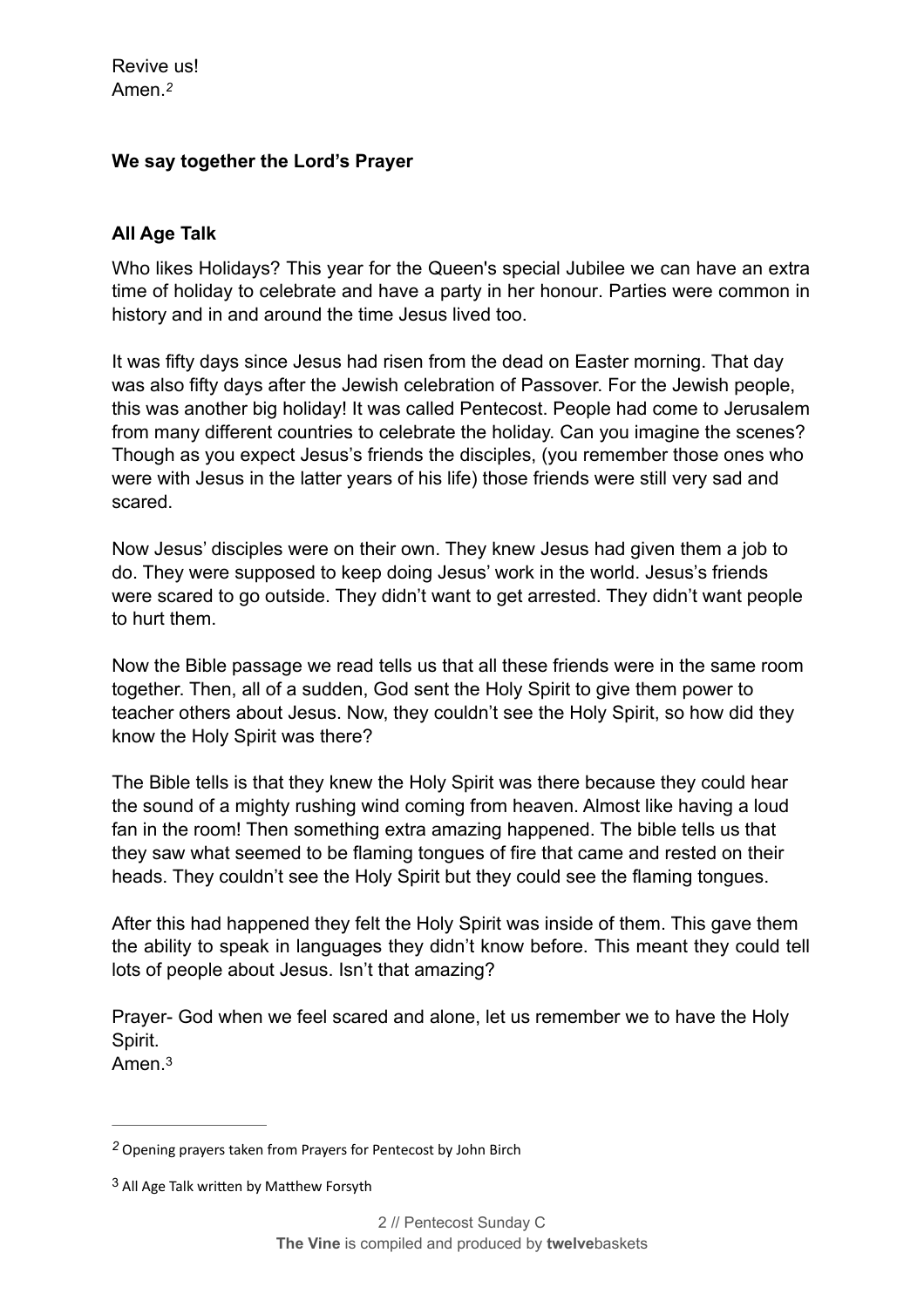Revive us!
Amen.[2]

**We say together the Lord's Prayer**

**All Age Talk**

Who likes Holidays? This year for the Queen's special Jubilee we can have an extra time of holiday to celebrate and have a party in her honour. Parties were common in history and in and around the time Jesus lived too.

It was fifty days since Jesus had risen from the dead on Easter morning. That day was also fifty days after the Jewish celebration of Passover. For the Jewish people, this was another big holiday! It was called Pentecost. People had come to Jerusalem from many different countries to celebrate the holiday. Can you imagine the scenes? Though as you expect Jesus's friends the disciples, (you remember those ones who were with Jesus in the latter years of his life) those friends were still very sad and scared.

Now Jesus' disciples were on their own. They knew Jesus had given them a job to do. They were supposed to keep doing Jesus' work in the world. Jesus's friends were scared to go outside. They didn't want to get arrested. They didn't want people to hurt them.

Now the Bible passage we read tells us that all these friends were in the same room together. Then, all of a sudden, God sent the Holy Spirit to give them power to teacher others about Jesus. Now, they couldn't see the Holy Spirit, so how did they know the Holy Spirit was there?

The Bible tells is that they knew the Holy Spirit was there because they could hear the sound of a mighty rushing wind coming from heaven. Almost like having a loud fan in the room! Then something extra amazing happened. The bible tells us that they saw what seemed to be flaming tongues of fire that came and rested on their heads. They couldn't see the Holy Spirit but they could see the flaming tongues.

After this had happened they felt the Holy Spirit was inside of them. This gave them the ability to speak in languages they didn't know before. This meant they could tell lots of people about Jesus. Isn't that amazing?

Prayer- God when we feel scared and alone, let us remember we to have the Holy Spirit.
Amen.[3]

---

[2] Opening prayers taken from Prayers for Pentecost by John Birch

[3] All Age Talk written by Matthew Forsyth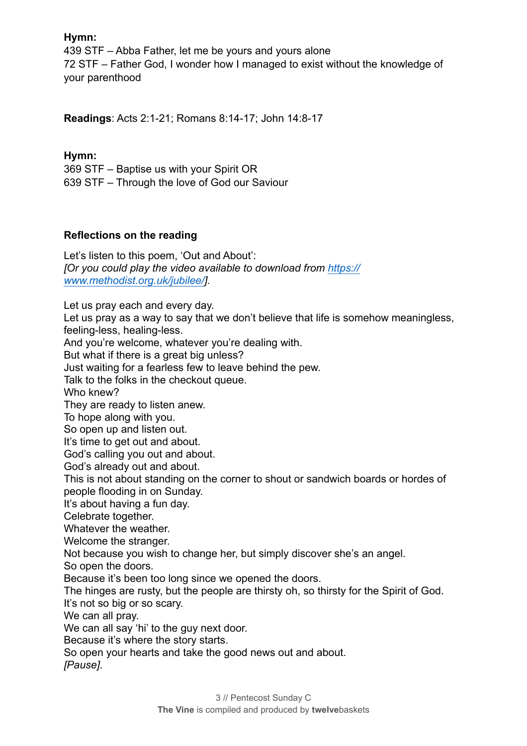**Hymn:**
439 STF – Abba Father, let me be yours and yours alone
72 STF – Father God, I wonder how I managed to exist without the knowledge of your parenthood

**Readings**: Acts 2:1-21; Romans 8:14-17; John 14:8-17

**Hymn:**
369 STF – Baptise us with your Spirit OR
639 STF – Through the love of God our Saviour

**Reflections on the reading**

Let's listen to this poem, 'Out and About':
*[Or you could play the video available to download from https://www.methodist.org.uk/jubilee/].*

Let us pray each and every day.
Let us pray as a way to say that we don't believe that life is somehow meaningless, feeling-less, healing-less.
And you're welcome, whatever you're dealing with.
But what if there is a great big unless?
Just waiting for a fearless few to leave behind the pew.
Talk to the folks in the checkout queue.
Who knew?
They are ready to listen anew.
To hope along with you.
So open up and listen out.
It's time to get out and about.
God's calling you out and about.
God's already out and about.
This is not about standing on the corner to shout or sandwich boards or hordes of people flooding in on Sunday.
It's about having a fun day.
Celebrate together.
Whatever the weather.
Welcome the stranger.
Not because you wish to change her, but simply discover she's an angel.
So open the doors.
Because it's been too long since we opened the doors.
The hinges are rusty, but the people are thirsty oh, so thirsty for the Spirit of God.
It's not so big or so scary.
We can all pray.
We can all say 'hi' to the guy next door.
Because it's where the story starts.
So open your hearts and take the good news out and about.
*[Pause].*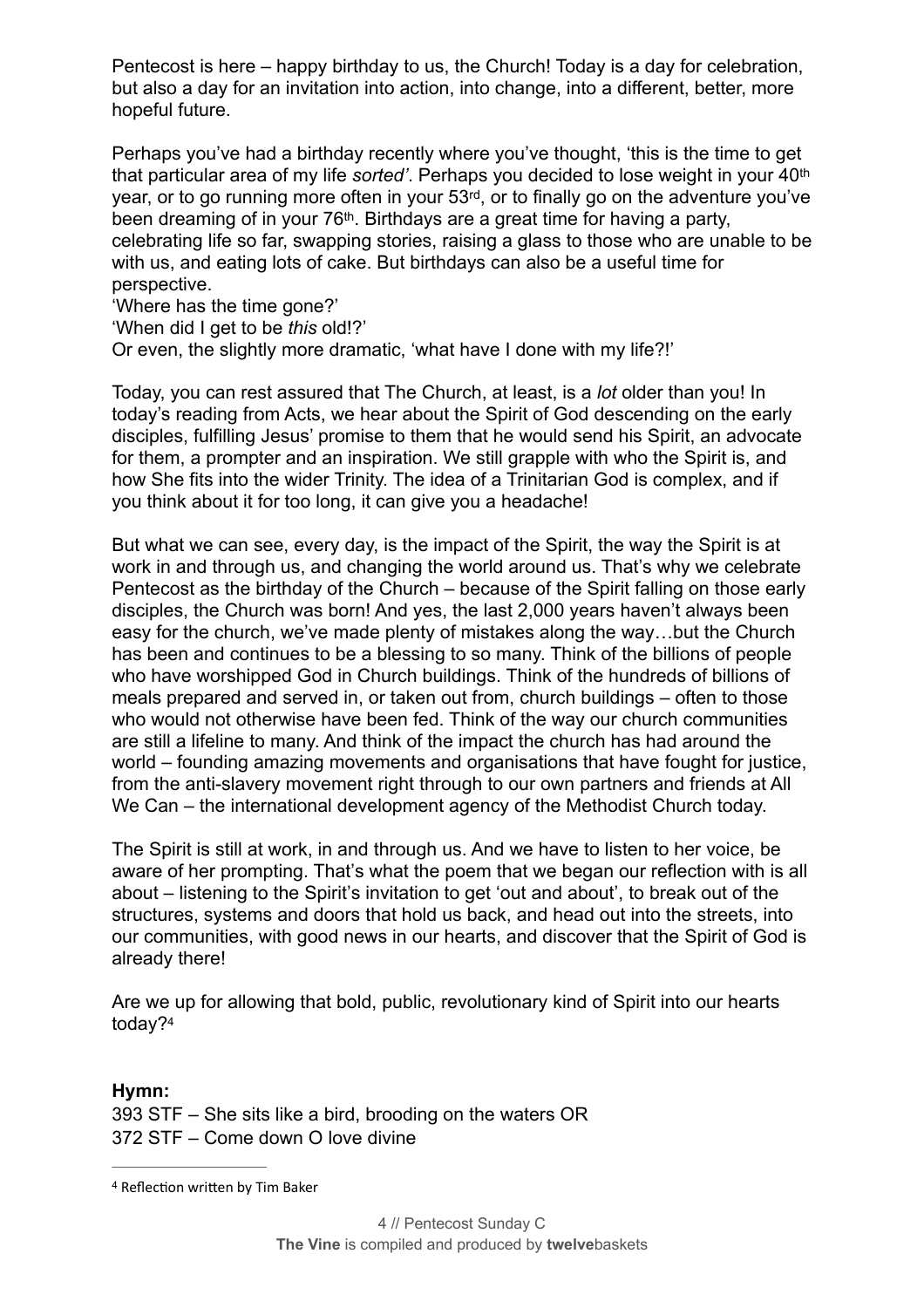Pentecost is here – happy birthday to us, the Church! Today is a day for celebration, but also a day for an invitation into action, into change, into a different, better, more hopeful future.

Perhaps you've had a birthday recently where you've thought, 'this is the time to get that particular area of my life *sorted'*. Perhaps you decided to lose weight in your 40th year, or to go running more often in your 53rd, or to finally go on the adventure you've been dreaming of in your 76th. Birthdays are a great time for having a party, celebrating life so far, swapping stories, raising a glass to those who are unable to be with us, and eating lots of cake. But birthdays can also be a useful time for perspective.

'Where has the time gone?'

'When did I get to be *this* old!?'

Or even, the slightly more dramatic, 'what have I done with my life?!'

Today, you can rest assured that The Church, at least, is a *lot* older than you! In today's reading from Acts, we hear about the Spirit of God descending on the early disciples, fulfilling Jesus' promise to them that he would send his Spirit, an advocate for them, a prompter and an inspiration. We still grapple with who the Spirit is, and how She fits into the wider Trinity. The idea of a Trinitarian God is complex, and if you think about it for too long, it can give you a headache!

But what we can see, every day, is the impact of the Spirit, the way the Spirit is at work in and through us, and changing the world around us. That's why we celebrate Pentecost as the birthday of the Church – because of the Spirit falling on those early disciples, the Church was born! And yes, the last 2,000 years haven't always been easy for the church, we've made plenty of mistakes along the way…but the Church has been and continues to be a blessing to so many. Think of the billions of people who have worshipped God in Church buildings. Think of the hundreds of billions of meals prepared and served in, or taken out from, church buildings – often to those who would not otherwise have been fed. Think of the way our church communities are still a lifeline to many. And think of the impact the church has had around the world – founding amazing movements and organisations that have fought for justice, from the anti-slavery movement right through to our own partners and friends at All We Can – the international development agency of the Methodist Church today.

The Spirit is still at work, in and through us. And we have to listen to her voice, be aware of her prompting. That's what the poem that we began our reflection with is all about – listening to the Spirit's invitation to get 'out and about', to break out of the structures, systems and doors that hold us back, and head out into the streets, into our communities, with good news in our hearts, and discover that the Spirit of God is already there!

Are we up for allowing that bold, public, revolutionary kind of Spirit into our hearts today?[4]

**Hymn:**

393 STF – She sits like a bird, brooding on the waters OR

372 STF – Come down O love divine

---

[4] Reflection written by Tim Baker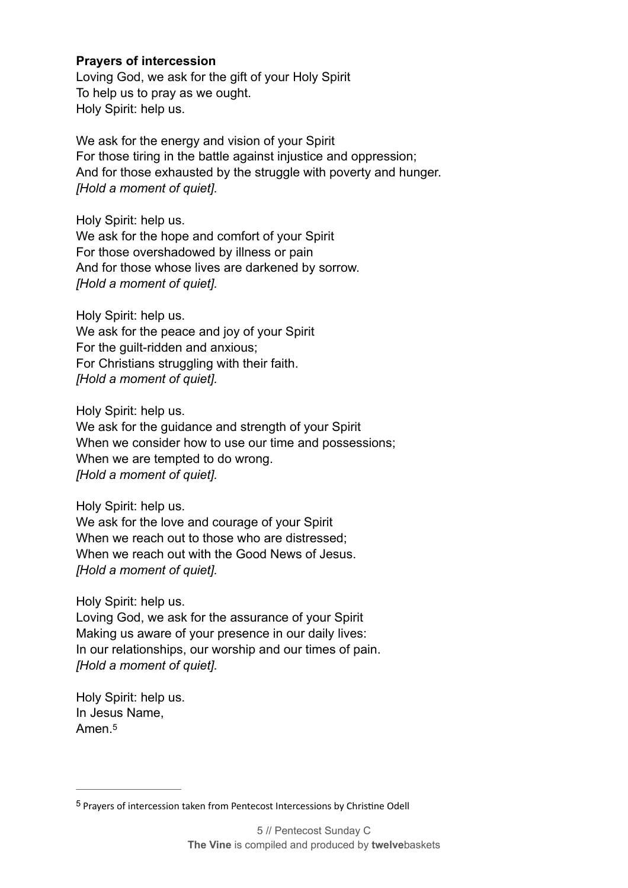**Prayers of intercession**

Loving God, we ask for the gift of your Holy Spirit
To help us to pray as we ought.
Holy Spirit: help us.

We ask for the energy and vision of your Spirit
For those tiring in the battle against injustice and oppression;
And for those exhausted by the struggle with poverty and hunger.
*[Hold a moment of quiet].*

Holy Spirit: help us.
We ask for the hope and comfort of your Spirit
For those overshadowed by illness or pain
And for those whose lives are darkened by sorrow.
*[Hold a moment of quiet].*

Holy Spirit: help us.
We ask for the peace and joy of your Spirit
For the guilt-ridden and anxious;
For Christians struggling with their faith.
*[Hold a moment of quiet].*

Holy Spirit: help us.
We ask for the guidance and strength of your Spirit
When we consider how to use our time and possessions;
When we are tempted to do wrong.
*[Hold a moment of quiet].*

Holy Spirit: help us.
We ask for the love and courage of your Spirit
When we reach out to those who are distressed;
When we reach out with the Good News of Jesus.
*[Hold a moment of quiet].*

Holy Spirit: help us.
Loving God, we ask for the assurance of your Spirit
Making us aware of your presence in our daily lives:
In our relationships, our worship and our times of pain.
*[Hold a moment of quiet].*

Holy Spirit: help us.
In Jesus Name,
Amen.[5]

---

[5] Prayers of intercession taken from Pentecost Intercessions by Christine Odell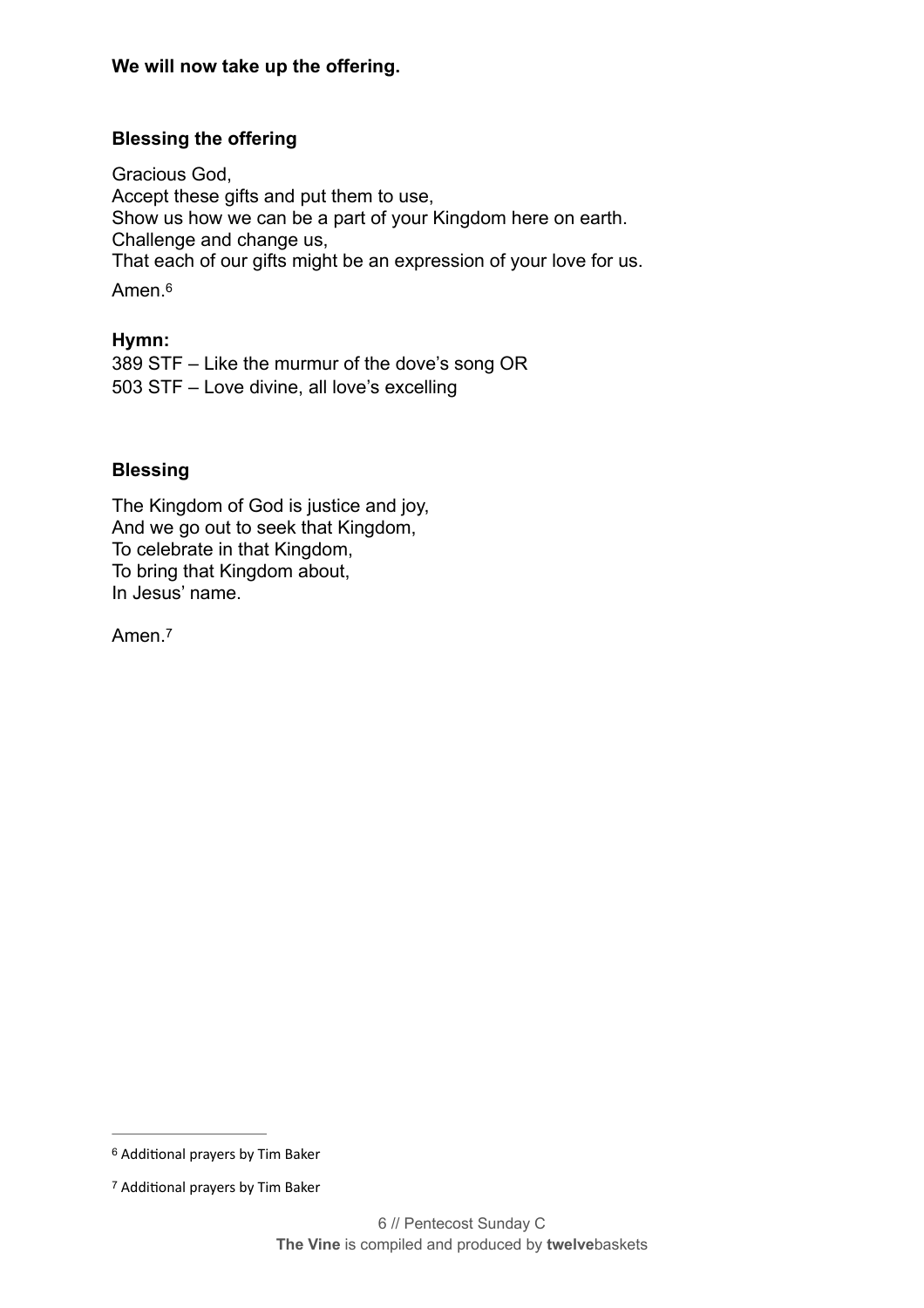**We will now take up the offering.**

**Blessing the offering**

Gracious God,
Accept these gifts and put them to use,
Show us how we can be a part of your Kingdom here on earth.
Challenge and change us,
That each of our gifts might be an expression of your love for us.

Amen.[6]

**Hymn:**
389 STF – Like the murmur of the dove's song OR
503 STF – Love divine, all love's excelling

**Blessing**

The Kingdom of God is justice and joy,
And we go out to seek that Kingdom,
To celebrate in that Kingdom,
To bring that Kingdom about,
In Jesus' name.

Amen.[7]

---

[6] Additional prayers by Tim Baker

[7] Additional prayers by Tim Baker